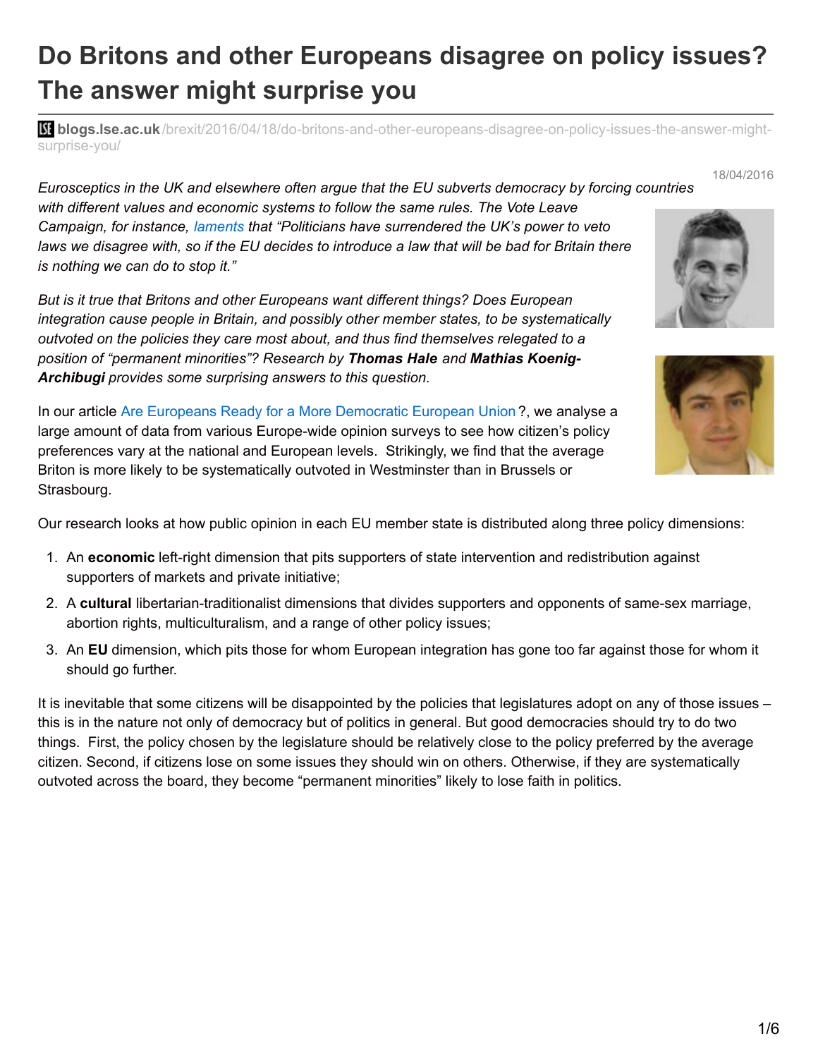# Do Britons and other Europeans disagree on policy issues? The answer might surprise you

**blogs.lse.ac.uk**/brexit/2016/04/18/do-britons-and-other-europeans-disagree-on-policy-issues-the-answer-might-surprise-you/

18/04/2016

*Eurosceptics in the UK and elsewhere often argue that the EU subverts democracy by forcing countries with different values and economic systems to follow the same rules. The Vote Leave Campaign, for instance, laments that "Politicians have surrendered the UK's power to veto laws we disagree with, so if the EU decides to introduce a law that will be bad for Britain there is nothing we can do to stop it."*

*But is it true that Britons and other Europeans want different things? Does European integration cause people in Britain, and possibly other member states, to be systematically outvoted on the policies they care most about, and thus find themselves relegated to a position of "permanent minorities"? Research by **Thomas Hale** and **Mathias Koenig-Archibugi** provides some surprising answers to this question.*

In our article Are Europeans Ready for a More Democratic European Union?, we analyse a large amount of data from various Europe-wide opinion surveys to see how citizen's policy preferences vary at the national and European levels. Strikingly, we find that the average Briton is more likely to be systematically outvoted in Westminster than in Brussels or Strasbourg.

Our research looks at how public opinion in each EU member state is distributed along three policy dimensions:

1. An **economic** left-right dimension that pits supporters of state intervention and redistribution against supporters of markets and private initiative;
2. A **cultural** libertarian-traditionalist dimensions that divides supporters and opponents of same-sex marriage, abortion rights, multiculturalism, and a range of other policy issues;
3. An **EU** dimension, which pits those for whom European integration has gone too far against those for whom it should go further.

It is inevitable that some citizens will be disappointed by the policies that legislatures adopt on any of those issues – this is in the nature not only of democracy but of politics in general. But good democracies should try to do two things. First, the policy chosen by the legislature should be relatively close to the policy preferred by the average citizen. Second, if citizens lose on some issues they should win on others. Otherwise, if they are systematically outvoted across the board, they become "permanent minorities" likely to lose faith in politics.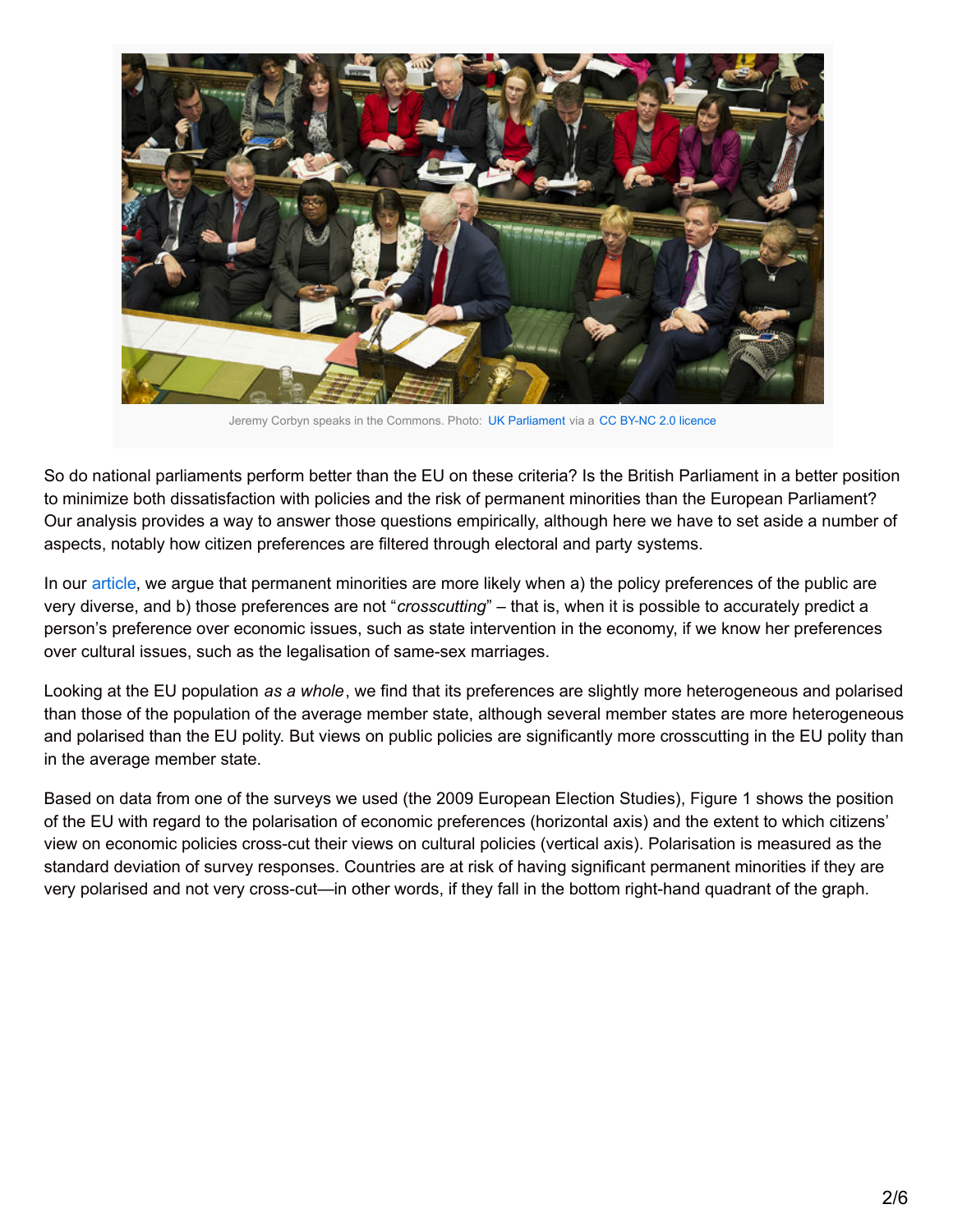Jeremy Corbyn speaks in the Commons. Photo: UK Parliament via a CC BY-NC 2.0 licence

So do national parliaments perform better than the EU on these criteria? Is the British Parliament in a better position to minimize both dissatisfaction with policies and the risk of permanent minorities than the European Parliament? Our analysis provides a way to answer those questions empirically, although here we have to set aside a number of aspects, notably how citizen preferences are filtered through electoral and party systems.

In our article, we argue that permanent minorities are more likely when a) the policy preferences of the public are very diverse, and b) those preferences are not "*crosscutting*" – that is, when it is possible to accurately predict a person's preference over economic issues, such as state intervention in the economy, if we know her preferences over cultural issues, such as the legalisation of same-sex marriages.

Looking at the EU population *as a whole*, we find that its preferences are slightly more heterogeneous and polarised than those of the population of the average member state, although several member states are more heterogeneous and polarised than the EU polity. But views on public policies are significantly more crosscutting in the EU polity than in the average member state.

Based on data from one of the surveys we used (the 2009 European Election Studies), Figure 1 shows the position of the EU with regard to the polarisation of economic preferences (horizontal axis) and the extent to which citizens' view on economic policies cross-cut their views on cultural policies (vertical axis). Polarisation is measured as the standard deviation of survey responses. Countries are at risk of having significant permanent minorities if they are very polarised and not very cross-cut—in other words, if they fall in the bottom right-hand quadrant of the graph.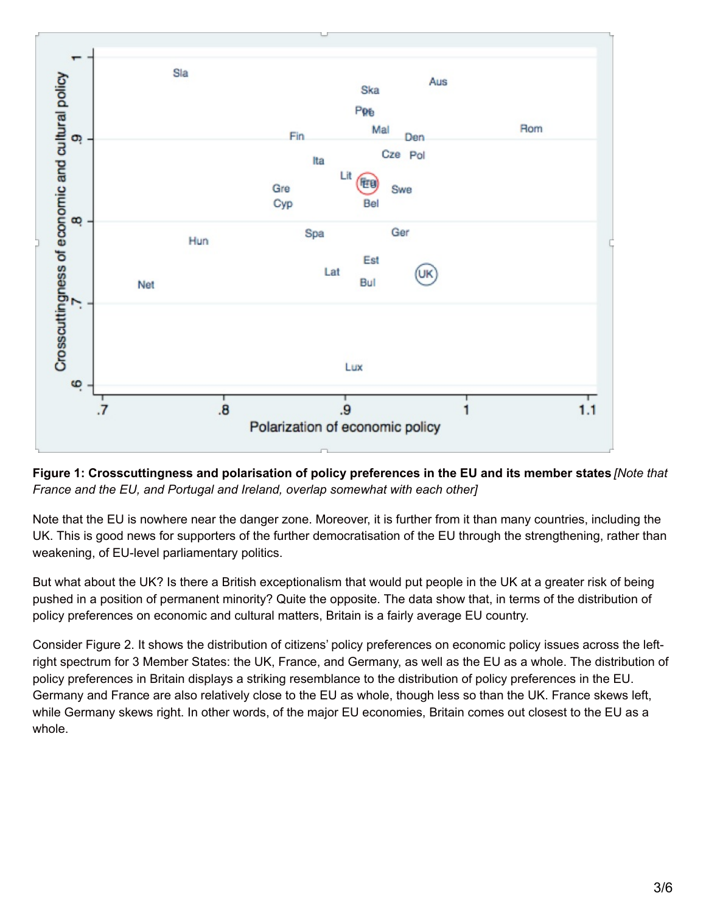**Figure 1: Crosscuttingness and polarisation of policy preferences in the EU and its member states** *[Note that France and the EU, and Portugal and Ireland, overlap somewhat with each other]*

Note that the EU is nowhere near the danger zone. Moreover, it is further from it than many countries, including the UK. This is good news for supporters of the further democratisation of the EU through the strengthening, rather than weakening, of EU-level parliamentary politics.

But what about the UK? Is there a British exceptionalism that would put people in the UK at a greater risk of being pushed in a position of permanent minority? Quite the opposite. The data show that, in terms of the distribution of policy preferences on economic and cultural matters, Britain is a fairly average EU country.

Consider Figure 2. It shows the distribution of citizens' policy preferences on economic policy issues across the left-right spectrum for 3 Member States: the UK, France, and Germany, as well as the EU as a whole. The distribution of policy preferences in Britain displays a striking resemblance to the distribution of policy preferences in the EU. Germany and France are also relatively close to the EU as whole, though less so than the UK. France skews left, while Germany skews right. In other words, of the major EU economies, Britain comes out closest to the EU as a whole.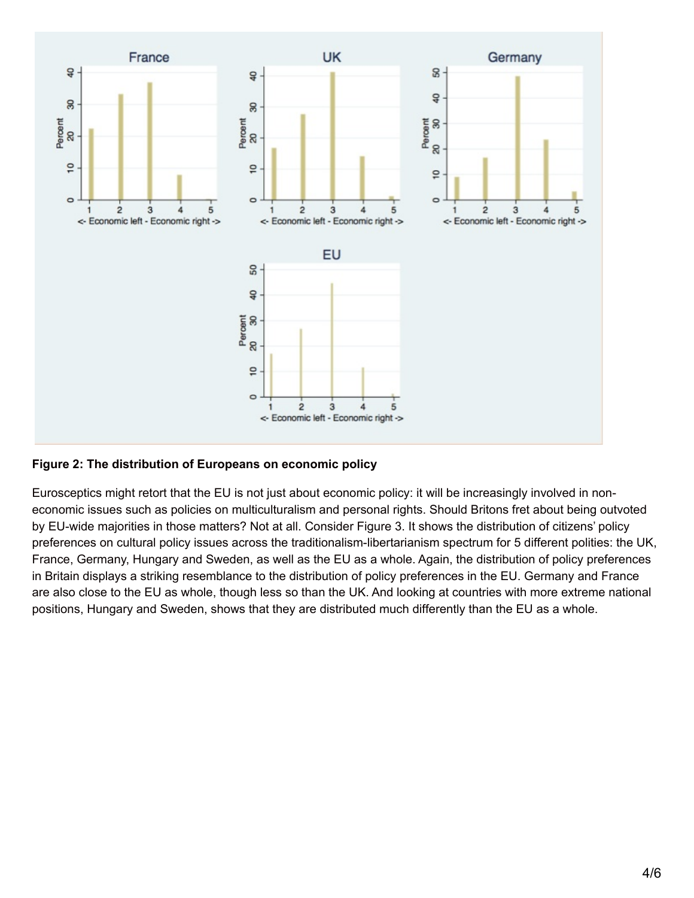**Figure 2: The distribution of Europeans on economic policy**

Eurosceptics might retort that the EU is not just about economic policy: it will be increasingly involved in non-economic issues such as policies on multiculturalism and personal rights. Should Britons fret about being outvoted by EU-wide majorities in those matters? Not at all. Consider Figure 3. It shows the distribution of citizens' policy preferences on cultural policy issues across the traditionalism-libertarianism spectrum for 5 different polities: the UK, France, Germany, Hungary and Sweden, as well as the EU as a whole. Again, the distribution of policy preferences in Britain displays a striking resemblance to the distribution of policy preferences in the EU. Germany and France are also close to the EU as whole, though less so than the UK. And looking at countries with more extreme national positions, Hungary and Sweden, shows that they are distributed much differently than the EU as a whole.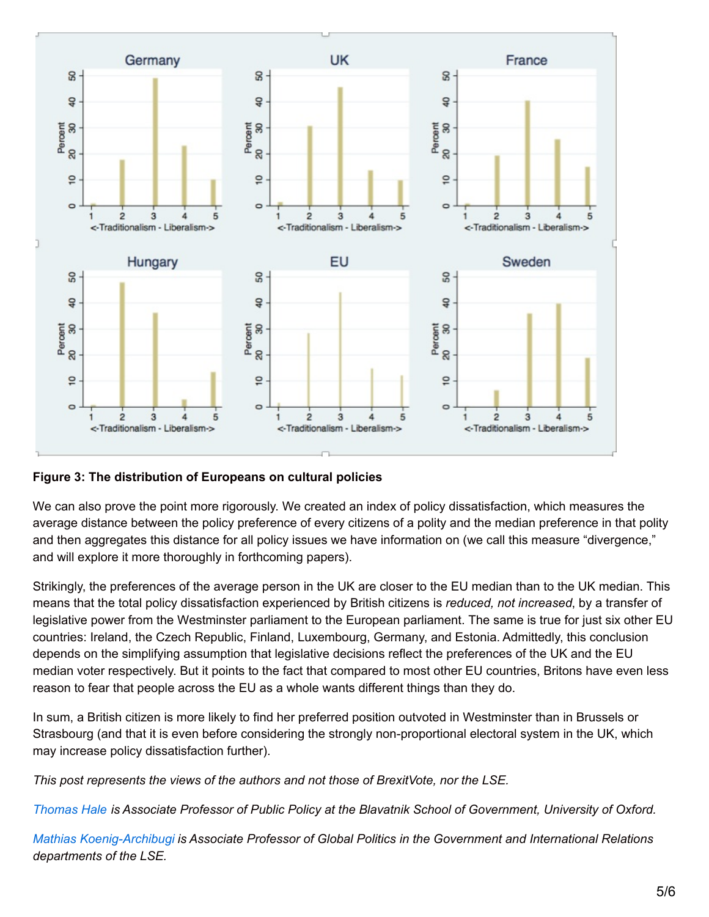**Figure 3: The distribution of Europeans on cultural policies**

We can also prove the point more rigorously. We created an index of policy dissatisfaction, which measures the average distance between the policy preference of every citizens of a polity and the median preference in that polity and then aggregates this distance for all policy issues we have information on (we call this measure "divergence," and will explore it more thoroughly in forthcoming papers).

Strikingly, the preferences of the average person in the UK are closer to the EU median than to the UK median. This means that the total policy dissatisfaction experienced by British citizens is *reduced, not increased*, by a transfer of legislative power from the Westminster parliament to the European parliament. The same is true for just six other EU countries: Ireland, the Czech Republic, Finland, Luxembourg, Germany, and Estonia. Admittedly, this conclusion depends on the simplifying assumption that legislative decisions reflect the preferences of the UK and the EU median voter respectively. But it points to the fact that compared to most other EU countries, Britons have even less reason to fear that people across the EU as a whole wants different things than they do.

In sum, a British citizen is more likely to find her preferred position outvoted in Westminster than in Brussels or Strasbourg (and that it is even before considering the strongly non-proportional electoral system in the UK, which may increase policy dissatisfaction further).

*This post represents the views of the authors and not those of BrexitVote, nor the LSE.*

Thomas Hale *is Associate Professor of Public Policy at the Blavatnik School of Government, University of Oxford.*

Mathias Koenig-Archibugi *is Associate Professor of Global Politics in the Government and International Relations departments of the LSE.*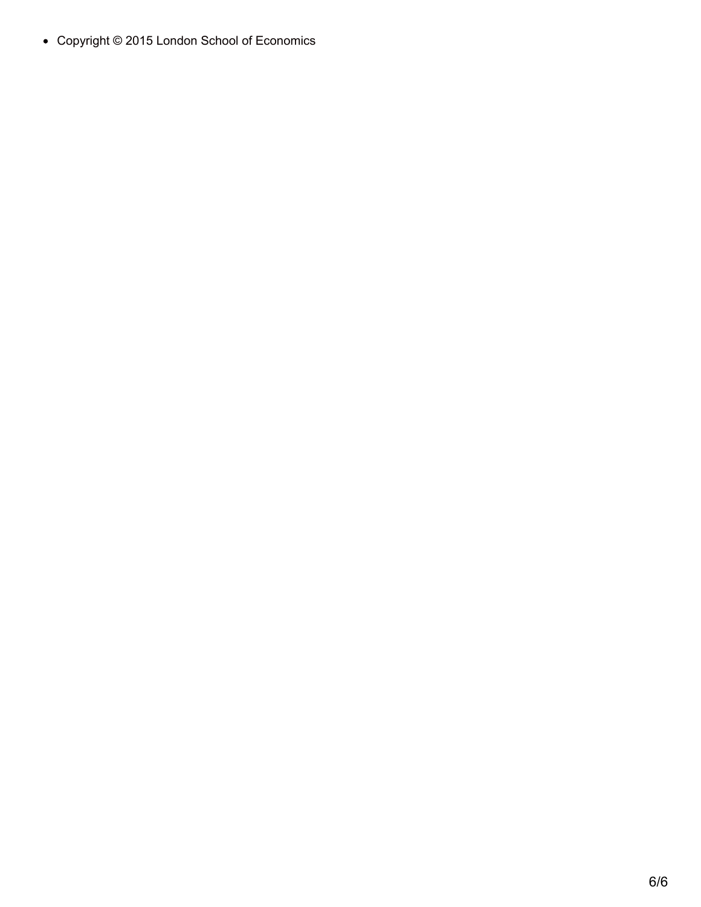- Copyright © 2015 London School of Economics